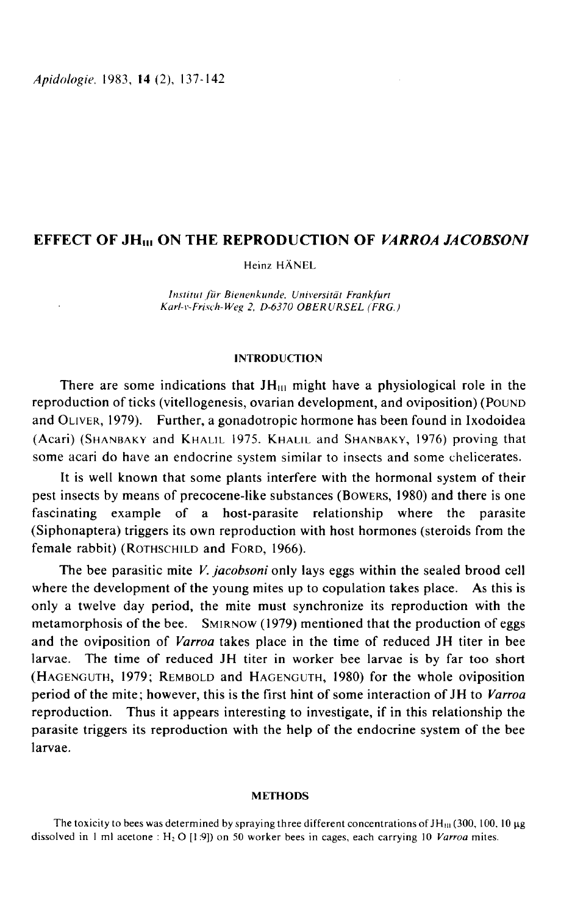# EFFECT OF $JH_{III}$ ON THE REPRODUCTION OF *VARROA JACOBSONI*

Heinz HÄNEL

*Institut für Bienenkunde, Universität Frankfurt*
*Karl-v-Frisch-Weg 2, D-6370 OBERURSEL (FRG.)*

## INTRODUCTION

There are some indications that $JH_{III}$ might have a physiological role in the reproduction of ticks (vitellogenesis, ovarian development, and oviposition) (POUND and OLIVER, 1979). Further, a gonadotropic hormone has been found in Ixodoidea (Acari) (SHANBAKY and KHALIL 1975. KHALIL and SHANBAKY, 1976) proving that some acari do have an endocrine system similar to insects and some chelicerates.

It is well known that some plants interfere with the hormonal system of their pest insects by means of precocene-like substances (BOWERS, 1980) and there is one fascinating example of a host-parasite relationship where the parasite (Siphonaptera) triggers its own reproduction with host hormones (steroids from the female rabbit) (ROTHSCHILD and FORD, 1966).

The bee parasitic mite *V. jacobsoni* only lays eggs within the sealed brood cell where the development of the young mites up to copulation takes place. As this is only a twelve day period, the mite must synchronize its reproduction with the metamorphosis of the bee. SMIRNOW (1979) mentioned that the production of eggs and the oviposition of *Varroa* takes place in the time of reduced JH titer in bee larvae. The time of reduced JH titer in worker bee larvae is by far too short (HAGENGUTH, 1979; REMBOLD and HAGENGUTH, 1980) for the whole oviposition period of the mite; however, this is the first hint of some interaction of JH to *Varroa* reproduction. Thus it appears interesting to investigate, if in this relationship the parasite triggers its reproduction with the help of the endocrine system of the bee larvae.

## METHODS

The toxicity to bees was determined by spraying three different concentrations of $JH_{III}$ (300, 100, 10 µg dissolved in 1 ml acetone : $H_2O$ [1:9]) on 50 worker bees in cages, each carrying 10 *Varroa* mites.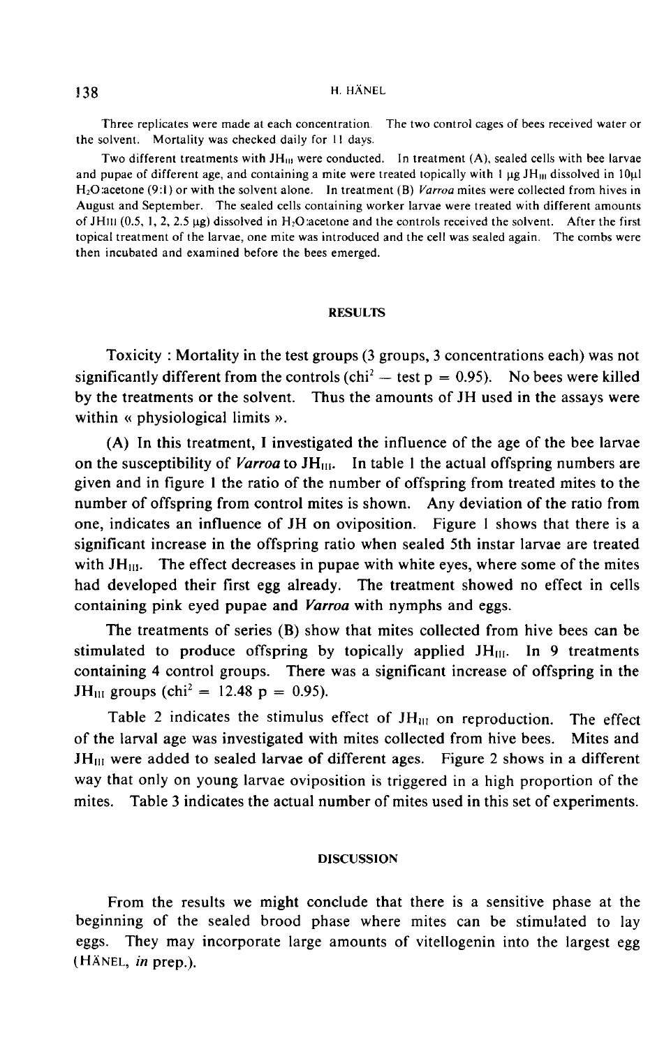Three replicates were made at each concentration. The two control cages of bees received water or the solvent. Mortality was checked daily for 11 days.

Two different treatments with $JH_{III}$ were conducted. In treatment (A), sealed cells with bee larvae and pupae of different age, and containing a mite were treated topically with 1 µg $JH_{III}$ dissolved in 10µl $H_2O$:acetone (9:1) or with the solvent alone. In treatment (B) *Varroa* mites were collected from hives in August and September. The sealed cells containing worker larvae were treated with different amounts of $JH_{III}$ (0.5, 1, 2, 2.5 µg) dissolved in $H_2O$:acetone and the controls received the solvent. After the first topical treatment of the larvae, one mite was introduced and the cell was sealed again. The combs were then incubated and examined before the bees emerged.

## RESULTS

Toxicity : Mortality in the test groups (3 groups, 3 concentrations each) was not significantly different from the controls ($chi^2$ — test $p = 0.95$). No bees were killed by the treatments or the solvent. Thus the amounts of JH used in the assays were within « physiological limits ».

(A) In this treatment, I investigated the influence of the age of the bee larvae on the susceptibility of *Varroa* to $JH_{III}$. In table 1 the actual offspring numbers are given and in figure 1 the ratio of the number of offspring from treated mites to the number of offspring from control mites is shown. Any deviation of the ratio from one, indicates an influence of JH on oviposition. Figure 1 shows that there is a significant increase in the offspring ratio when sealed 5th instar larvae are treated with $JH_{III}$. The effect decreases in pupae with white eyes, where some of the mites had developed their first egg already. The treatment showed no effect in cells containing pink eyed pupae and *Varroa* with nymphs and eggs.

The treatments of series (B) show that mites collected from hive bees can be stimulated to produce offspring by topically applied $JH_{III}$. In 9 treatments containing 4 control groups. There was a significant increase of offspring in the $JH_{III}$ groups ($chi^2 = 12.48$ $p = 0.95$).

Table 2 indicates the stimulus effect of $JH_{III}$ on reproduction. The effect of the larval age was investigated with mites collected from hive bees. Mites and $JH_{III}$ were added to sealed larvae of different ages. Figure 2 shows in a different way that only on young larvae oviposition is triggered in a high proportion of the mites. Table 3 indicates the actual number of mites used in this set of experiments.

## DISCUSSION

From the results we might conclude that there is a sensitive phase at the beginning of the sealed brood phase where mites can be stimulated to lay eggs. They may incorporate large amounts of vitellogenin into the largest egg (HÄNEL, *in* prep.).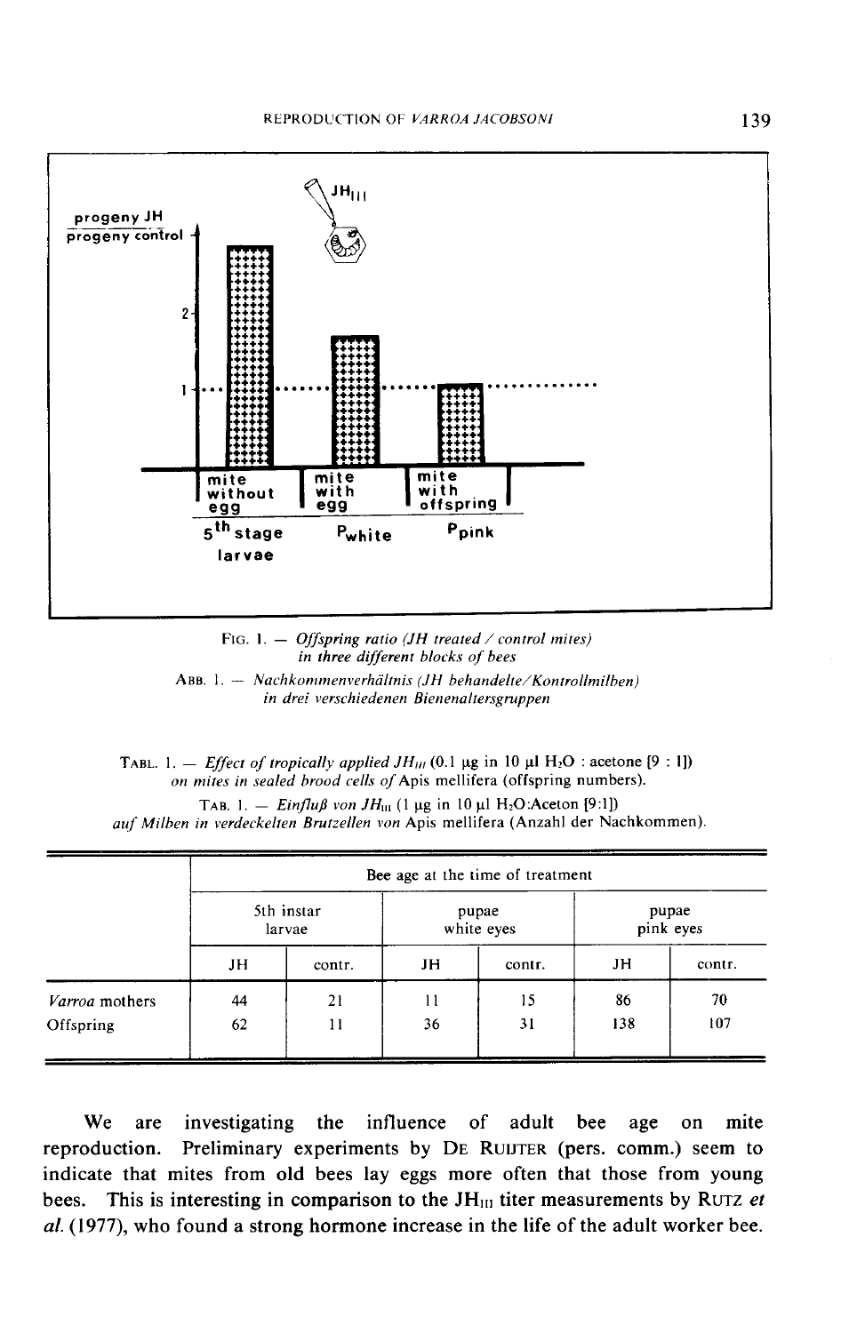FIG. 1. — *Offspring ratio (JH treated / control mites) in three different blocks of bees*

ABB. 1. — *Nachkommenverhältnis (JH behandelte/Kontrollmilben) in drei verschiedenen Bienenaltersgruppen*

TABL. 1. — *Effect of tropically applied $JH_{III}$* (0.1 µg in 10 µl $H_2O$ : acetone [9 : 1]) *on mites in sealed brood cells of* Apis mellifera (offspring numbers).

TAB. 1. — *Einfluß von $JH_{III}$* (1 µg in 10 µl $H_2O$:Aceton [9:1]) *auf Milben in verdeckelten Brutzellen von* Apis mellifera (Anzahl der Nachkommen).

| | Bee age at the time of treatment | | | | | |
|---|---|---|---|---|---|---|
| | 5th instar larvae | | pupae white eyes | | pupae pink eyes | |
| | JH | contr. | JH | contr. | JH | contr. |
| *Varroa* mothers | 44 | 21 | 11 | 15 | 86 | 70 |
| Offspring | 62 | 11 | 36 | 31 | 138 | 107 |

We are investigating the influence of adult bee age on mite reproduction. Preliminary experiments by DE RUIJTER (pers. comm.) seem to indicate that mites from old bees lay eggs more often that those from young bees. This is interesting in comparison to the $JH_{III}$ titer measurements by RUTZ *et al.* (1977), who found a strong hormone increase in the life of the adult worker bee.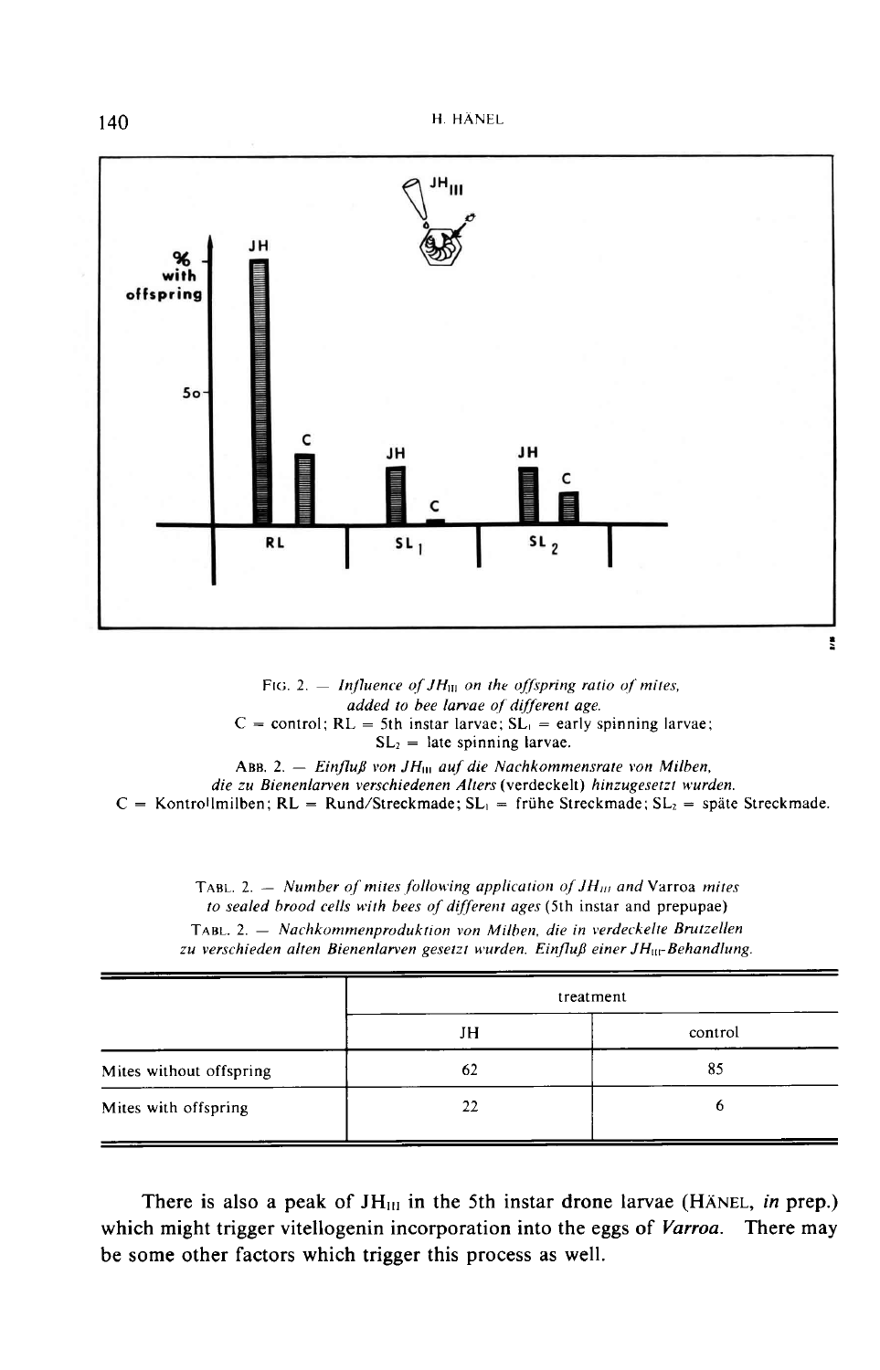FIG. 2. — *Influence of $JH_{III}$ on the offspring ratio of mites, added to bee larvae of different age.*
C = control; RL = 5th instar larvae; $SL_1$ = early spinning larvae;
$SL_2$ = late spinning larvae.

ABB. 2. — *Einfluß von $JH_{III}$ auf die Nachkommensrate von Milben, die zu Bienenlarven verschiedenen Alters* (verdeckelt) *hinzugesetzt wurden.*
C = Kontrollmilben; RL = Rund/Streckmade; $SL_1$ = frühe Streckmade; $SL_2$ = späte Streckmade.

TABL. 2. — *Number of mites following application of $JH_{III}$ and* Varroa *mites to sealed brood cells with bees of different ages* (5th instar and prepupae)

TABL. 2. — *Nachkommenproduktion von Milben, die in verdeckelte Brutzellen zu verschieden alten Bienenlarven gesetzt wurden. Einfluß einer $JH_{III}$-Behandlung.*

| | treatment | |
|---|---|---|
| | JH | control |
| Mites without offspring | 62 | 85 |
| Mites with offspring | 22 | 6 |

There is also a peak of $JH_{III}$ in the 5th instar drone larvae (HÄNEL, *in* prep.) which might trigger vitellogenin incorporation into the eggs of *Varroa*. There may be some other factors which trigger this process as well.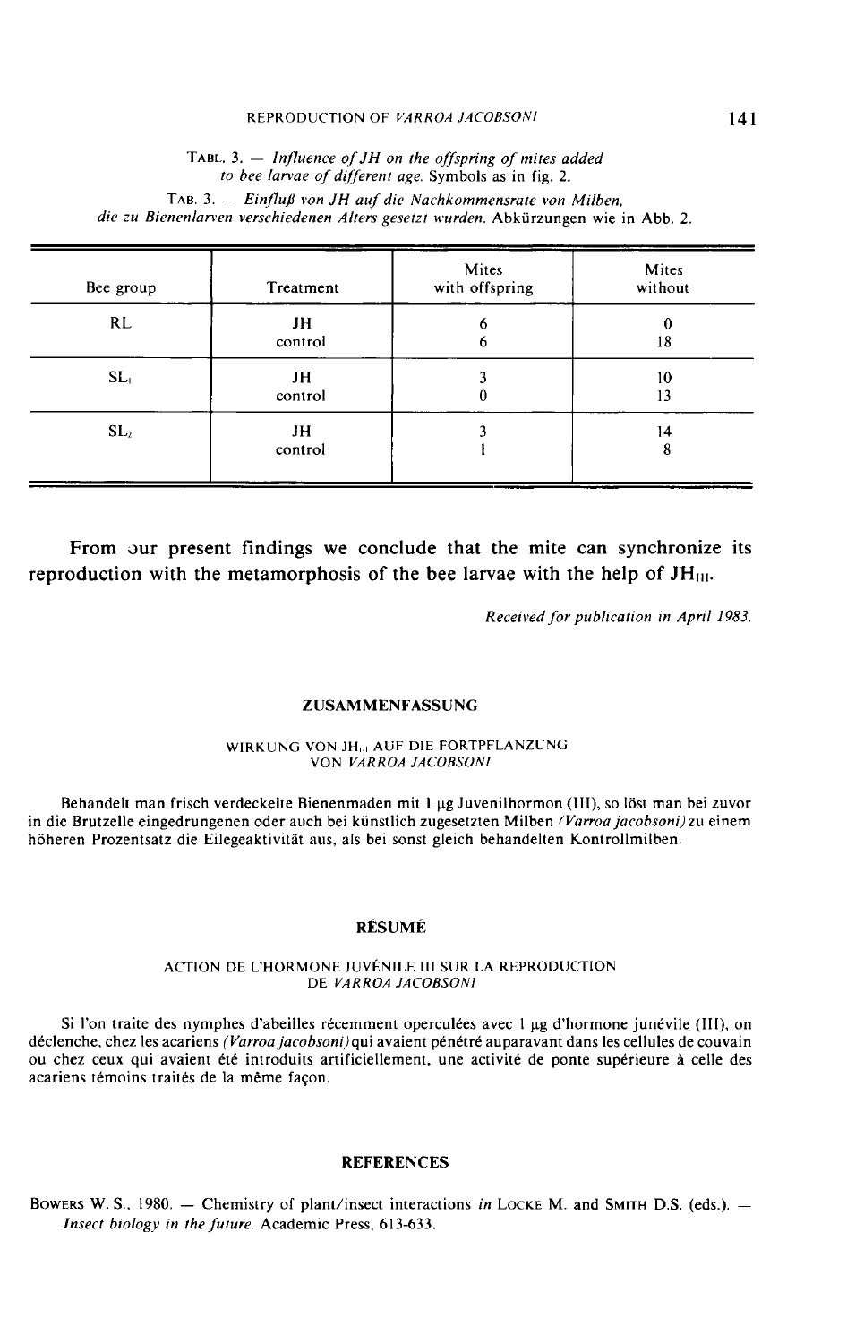TABL. 3. — *Influence of JH on the offspring of mites added to bee larvae of different age.* Symbols as in fig. 2.

TAB. 3. — *Einfluß von JH auf die Nachkommensrate von Milben, die zu Bienenlarven verschiedenen Alters gesetzt wurden.* Abkürzungen wie in Abb. 2.

| Bee group | Treatment | Mites with offspring | Mites without |
|---|---|---|---|
| RL | JH | 6 | 0 |
| | control | 6 | 18 |
| $SL_1$ | JH | 3 | 10 |
| | control | 0 | 13 |
| $SL_2$ | JH | 3 | 14 |
| | control | 1 | 8 |

From our present findings we conclude that the mite can synchronize its reproduction with the metamorphosis of the bee larvae with the help of $JH_{III}$.

*Received for publication in April 1983.*

## ZUSAMMENFASSUNG

### WIRKUNG VON $JH_{III}$ AUF DIE FORTPFLANZUNG VON *VARROA JACOBSONI*

Behandelt man frisch verdeckelte Bienenmaden mit 1 µg Juvenilhormon (III), so löst man bei zuvor in die Brutzelle eingedrungenen oder auch bei künstlich zugesetzten Milben *(Varroa jacobsoni)* zu einem höheren Prozentsatz die Eilegeaktivität aus, als bei sonst gleich behandelten Kontrollmilben.

## RÉSUMÉ

### ACTION DE L'HORMONE JUVÉNILE III SUR LA REPRODUCTION DE *VARROA JACOBSONI*

Si l'on traite des nymphes d'abeilles récemment operculées avec 1 µg d'hormone junévile (III), on déclenche, chez les acariens *(Varroa jacobsoni)* qui avaient pénétré auparavant dans les cellules de couvain ou chez ceux qui avaient été introduits artificiellement, une activité de ponte supérieure à celle des acariens témoins traités de la même façon.

## REFERENCES

BOWERS W. S., 1980. — Chemistry of plant/insect interactions *in* LOCKE M. and SMITH D.S. (eds.). — *Insect biology in the future.* Academic Press, 613-633.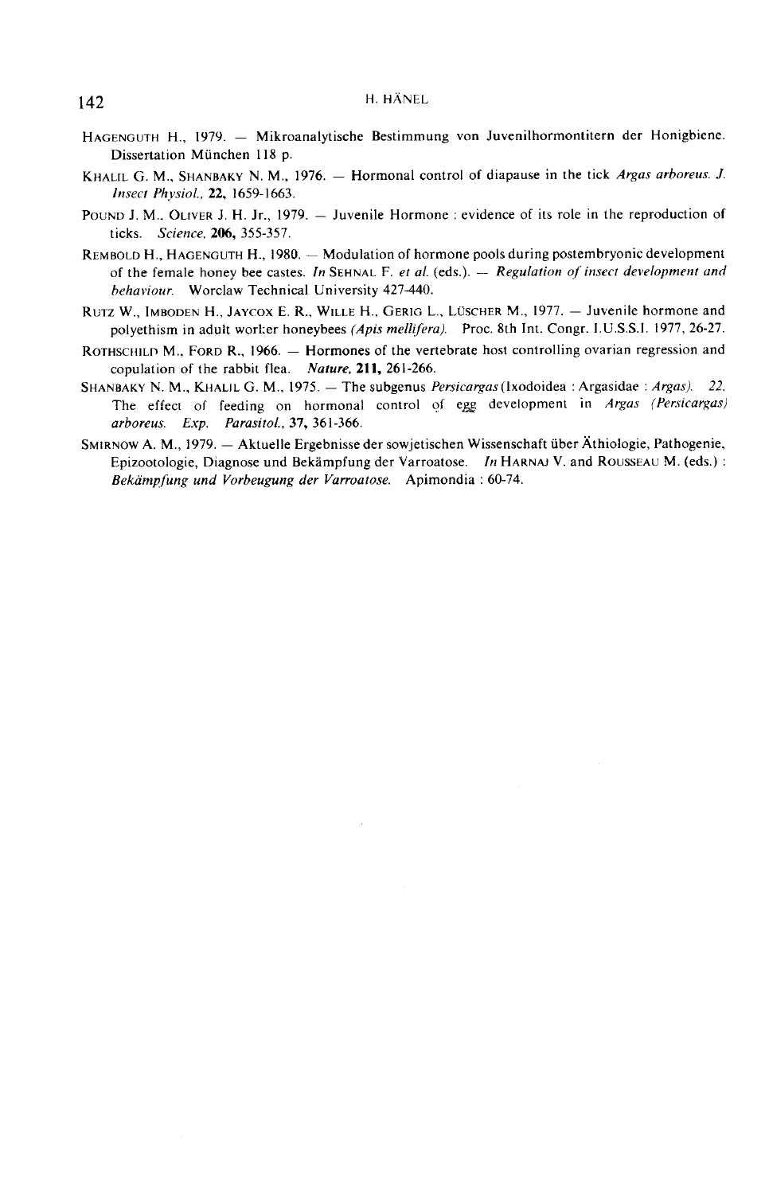HAGENGUTH H., 1979. — Mikroanalytische Bestimmung von Juvenilhormontitern der Honigbiene. Dissertation München 118 p.

KHALIL G. M., SHANBAKY N. M., 1976. — Hormonal control of diapause in the tick *Argas arboreus*. *J. Insect Physiol.*, **22**, 1659-1663.

POUND J. M., OLIVER J. H. Jr., 1979. — Juvenile Hormone : evidence of its role in the reproduction of ticks. *Science*, **206**, 355-357.

REMBOLD H., HAGENGUTH H., 1980. — Modulation of hormone pools during postembryonic development of the female honey bee castes. *In* SEHNAL F. *et al.* (eds.). — *Regulation of insect development and behaviour.* Worclaw Technical University 427-440.

RUTZ W., IMBODEN H., JAYCOX E. R., WILLE H., GERIG L., LÜSCHER M., 1977. — Juvenile hormone and polyethism in adult worker honeybees *(Apis mellifera)*. Proc. 8th Int. Congr. I.U.S.S.I. 1977, 26-27.

ROTHSCHILD M., FORD R., 1966. — Hormones of the vertebrate host controlling ovarian regression and copulation of the rabbit flea. *Nature*, **211**, 261-266.

SHANBAKY N. M., KHALIL G. M., 1975. — The subgenus *Persicargas* (Ixodoidea : Argasidae : *Argas*). *22.* The effect of feeding on hormonal control of egg development in *Argas (Persicargas) arboreus*. *Exp. Parasitol.*, **37**, 361-366.

SMIRNOW A. M., 1979. — Aktuelle Ergebnisse der sowjetischen Wissenschaft über Äthiologie, Pathogenie, Epizootologie, Diagnose und Bekämpfung der Varroatose. *In* HARNAJ V. and ROUSSEAU M. (eds.) : *Bekämpfung und Vorbeugung der Varroatose.* Apimondia : 60-74.